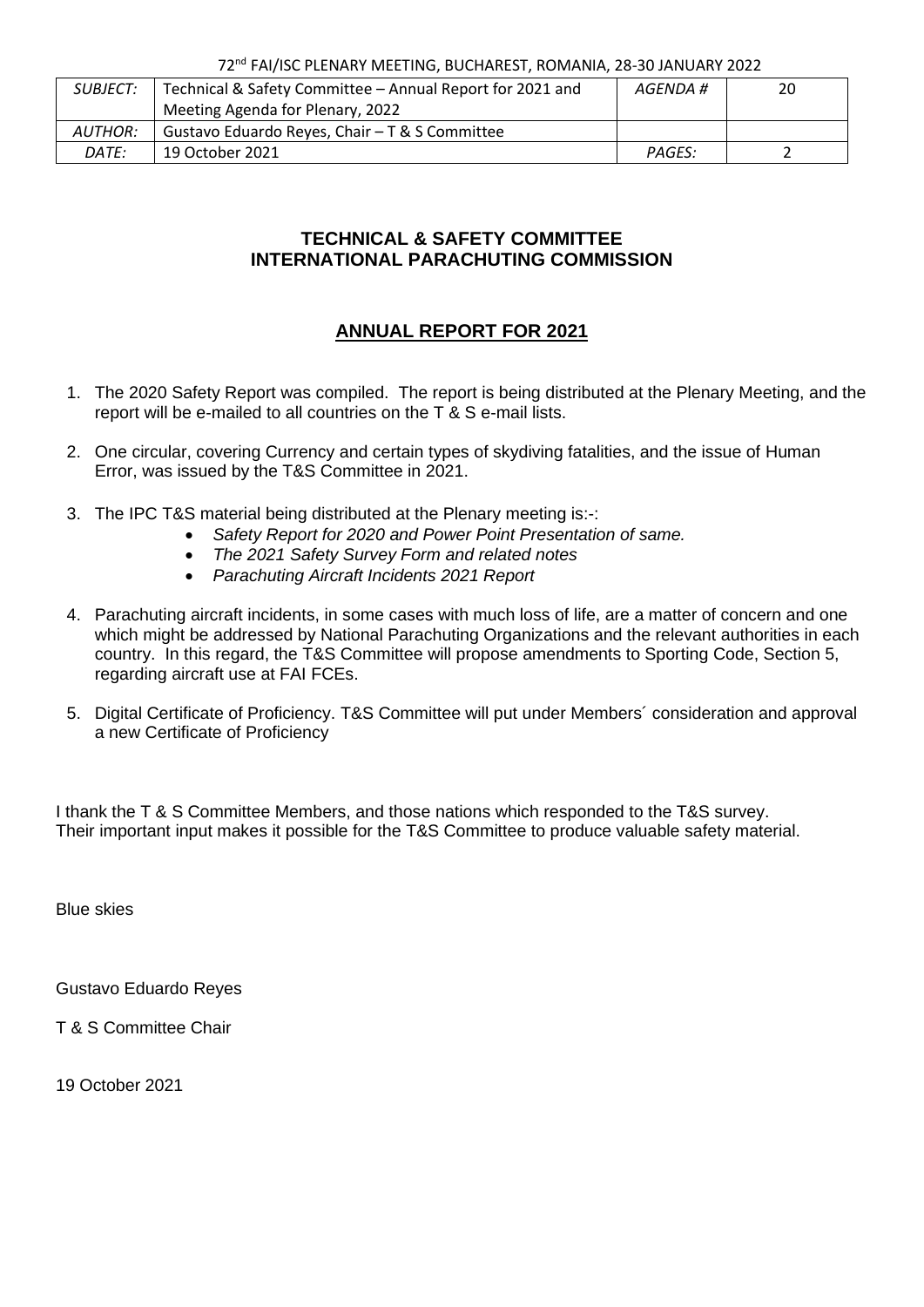72nd FAI/ISC PLENARY MEETING, BUCHAREST, ROMANIA, 28-30 JANUARY 2022

| *SUBJECT:* | Technical & Safety Committee – Annual Report for 2021 and Meeting Agenda for Plenary, 2022 | *AGENDA #* | 20 |
|---|---|---|---|
| *AUTHOR:* | Gustavo Eduardo Reyes, Chair – T & S Committee | | |
| *DATE:* | 19 October 2021 | *PAGES:* | 2 |

## TECHNICAL & SAFETY COMMITTEE
## INTERNATIONAL PARACHUTING COMMISSION

## ANNUAL REPORT FOR 2021

1. The 2020 Safety Report was compiled. The report is being distributed at the Plenary Meeting, and the report will be e-mailed to all countries on the T & S e-mail lists.

2. One circular, covering Currency and certain types of skydiving fatalities, and the issue of Human Error, was issued by the T&S Committee in 2021.

3. The IPC T&S material being distributed at the Plenary meeting is:-:
   - *Safety Report for 2020 and Power Point Presentation of same.*
   - *The 2021 Safety Survey Form and related notes*
   - *Parachuting Aircraft Incidents 2021 Report*

4. Parachuting aircraft incidents, in some cases with much loss of life, are a matter of concern and one which might be addressed by National Parachuting Organizations and the relevant authorities in each country. In this regard, the T&S Committee will propose amendments to Sporting Code, Section 5, regarding aircraft use at FAI FCEs.

5. Digital Certificate of Proficiency. T&S Committee will put under Members´ consideration and approval a new Certificate of Proficiency

I thank the T & S Committee Members, and those nations which responded to the T&S survey. Their important input makes it possible for the T&S Committee to produce valuable safety material.

Blue skies

Gustavo Eduardo Reyes

T & S Committee Chair

19 October 2021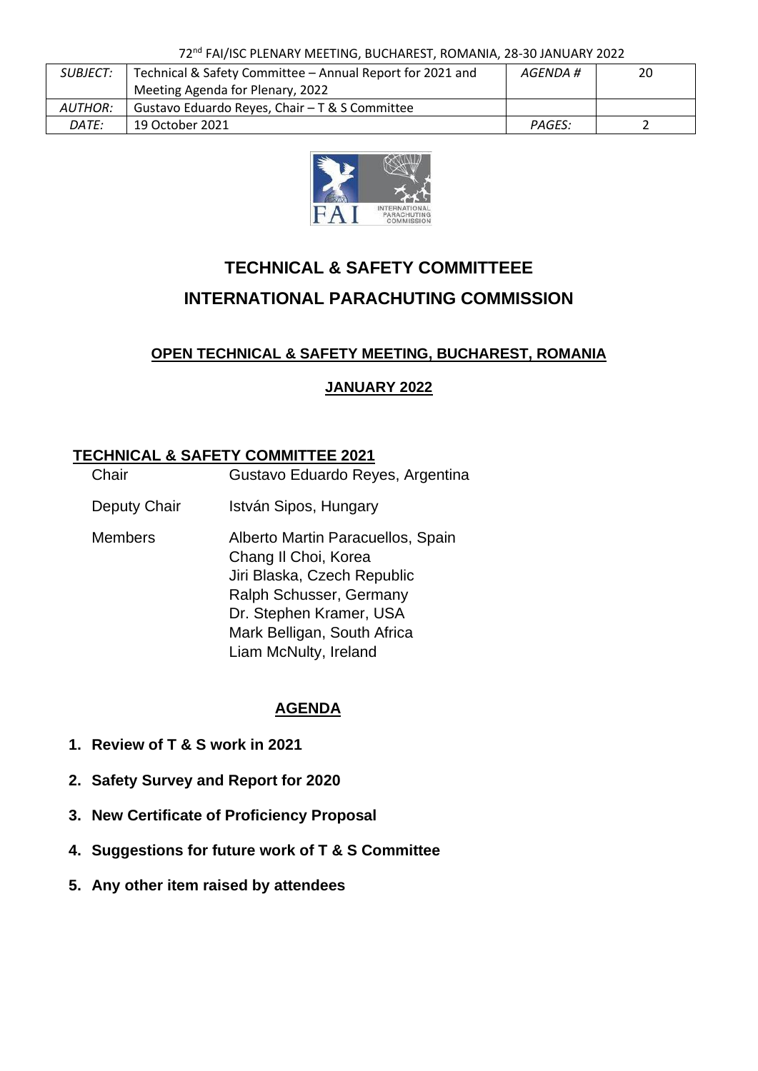| SUBJECT: | Technical & Safety Committee – Annual Report for 2021 and Meeting Agenda for Plenary, 2022 | AGENDA # | 20 |
|---|---|---|---|
| AUTHOR: | Gustavo Eduardo Reyes, Chair – T & S Committee | | |
| DATE: | 19 October 2021 | PAGES: | 2 |

# TECHNICAL & SAFETY COMMITTEEE

# INTERNATIONAL PARACHUTING COMMISSION

## OPEN TECHNICAL & SAFETY MEETING, BUCHAREST, ROMANIA

## JANUARY 2022

### TECHNICAL & SAFETY COMMITTEE 2021

| | |
|---|---|
| Chair | Gustavo Eduardo Reyes, Argentina |
| Deputy Chair | István Sipos, Hungary |
| Members | Alberto Martin Paracuellos, Spain<br>Chang Il Choi, Korea<br>Jiri Blaska, Czech Republic<br>Ralph Schusser, Germany<br>Dr. Stephen Kramer, USA<br>Mark Belligan, South Africa<br>Liam McNulty, Ireland |

### AGENDA

1. **Review of T & S work in 2021**
2. **Safety Survey and Report for 2020**
3. **New Certificate of Proficiency Proposal**
4. **Suggestions for future work of T & S Committee**
5. **Any other item raised by attendees**